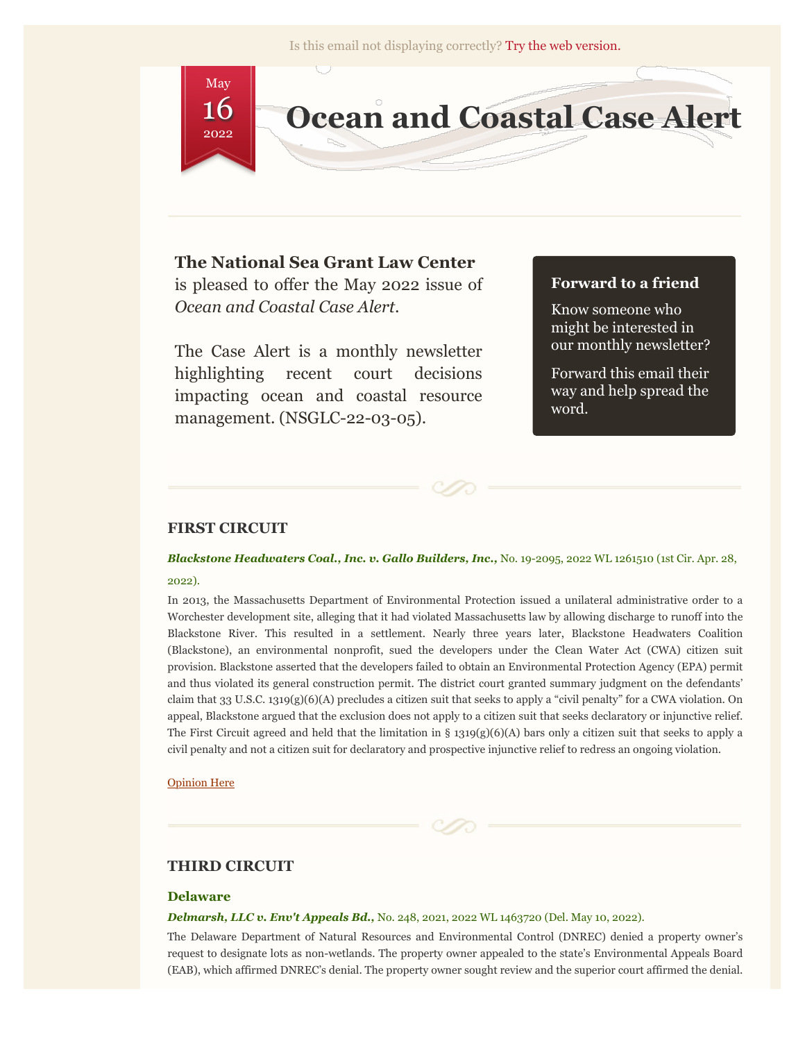Is this email not displaying correctly? Try the web version.

May 16 2022

# Ocean and Coastal Case Alert

**The National Sea Grant Law Center** is pleased to offer the May 2022 issue of *Ocean and Coastal Case Alert*.

The Case Alert is a monthly newsletter highlighting recent court decisions impacting ocean and coastal resource management. (NSGLC-22-03-05).

**Forward to a friend**

Know someone who might be interested in our monthly newsletter?

Forward this email their way and help spread the word.

## FIRST CIRCUIT

***Blackstone Headwaters Coal., Inc. v. Gallo Builders, Inc.,*** No. 19-2095, 2022 WL 1261510 (1st Cir. Apr. 28, 2022).

In 2013, the Massachusetts Department of Environmental Protection issued a unilateral administrative order to a Worchester development site, alleging that it had violated Massachusetts law by allowing discharge to runoff into the Blackstone River. This resulted in a settlement. Nearly three years later, Blackstone Headwaters Coalition (Blackstone), an environmental nonprofit, sued the developers under the Clean Water Act (CWA) citizen suit provision. Blackstone asserted that the developers failed to obtain an Environmental Protection Agency (EPA) permit and thus violated its general construction permit. The district court granted summary judgment on the defendants' claim that 33 U.S.C. 1319(g)(6)(A) precludes a citizen suit that seeks to apply a "civil penalty" for a CWA violation. On appeal, Blackstone argued that the exclusion does not apply to a citizen suit that seeks declaratory or injunctive relief. The First Circuit agreed and held that the limitation in § 1319(g)(6)(A) bars only a citizen suit that seeks to apply a civil penalty and not a citizen suit for declaratory and prospective injunctive relief to redress an ongoing violation.

Opinion Here

## THIRD CIRCUIT

### Delaware

***Delmarsh, LLC v. Env't Appeals Bd.,*** No. 248, 2021, 2022 WL 1463720 (Del. May 10, 2022).

The Delaware Department of Natural Resources and Environmental Control (DNREC) denied a property owner's request to designate lots as non-wetlands. The property owner appealed to the state's Environmental Appeals Board (EAB), which affirmed DNREC's denial. The property owner sought review and the superior court affirmed the denial.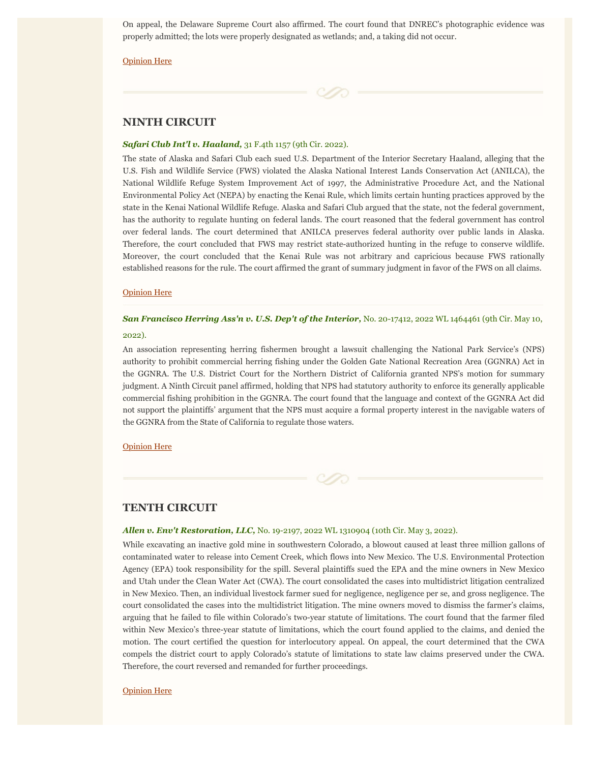On appeal, the Delaware Supreme Court also affirmed. The court found that DNREC's photographic evidence was properly admitted; the lots were properly designated as wetlands; and, a taking did not occur.

Opinion Here

## NINTH CIRCUIT

***Safari Club Int'l v. Haaland,*** 31 F.4th 1157 (9th Cir. 2022).

The state of Alaska and Safari Club each sued U.S. Department of the Interior Secretary Haaland, alleging that the U.S. Fish and Wildlife Service (FWS) violated the Alaska National Interest Lands Conservation Act (ANILCA), the National Wildlife Refuge System Improvement Act of 1997, the Administrative Procedure Act, and the National Environmental Policy Act (NEPA) by enacting the Kenai Rule, which limits certain hunting practices approved by the state in the Kenai National Wildlife Refuge. Alaska and Safari Club argued that the state, not the federal government, has the authority to regulate hunting on federal lands. The court reasoned that the federal government has control over federal lands. The court determined that ANILCA preserves federal authority over public lands in Alaska. Therefore, the court concluded that FWS may restrict state-authorized hunting in the refuge to conserve wildlife. Moreover, the court concluded that the Kenai Rule was not arbitrary and capricious because FWS rationally established reasons for the rule. The court affirmed the grant of summary judgment in favor of the FWS on all claims.

Opinion Here

***San Francisco Herring Ass'n v. U.S. Dep't of the Interior,*** No. 20-17412, 2022 WL 1464461 (9th Cir. May 10, 2022).

An association representing herring fishermen brought a lawsuit challenging the National Park Service's (NPS) authority to prohibit commercial herring fishing under the Golden Gate National Recreation Area (GGNRA) Act in the GGNRA. The U.S. District Court for the Northern District of California granted NPS's motion for summary judgment. A Ninth Circuit panel affirmed, holding that NPS had statutory authority to enforce its generally applicable commercial fishing prohibition in the GGNRA. The court found that the language and context of the GGNRA Act did not support the plaintiffs' argument that the NPS must acquire a formal property interest in the navigable waters of the GGNRA from the State of California to regulate those waters.

Opinion Here

## TENTH CIRCUIT

***Allen v. Env't Restoration, LLC,*** No. 19-2197, 2022 WL 1310904 (10th Cir. May 3, 2022).

While excavating an inactive gold mine in southwestern Colorado, a blowout caused at least three million gallons of contaminated water to release into Cement Creek, which flows into New Mexico. The U.S. Environmental Protection Agency (EPA) took responsibility for the spill. Several plaintiffs sued the EPA and the mine owners in New Mexico and Utah under the Clean Water Act (CWA). The court consolidated the cases into multidistrict litigation centralized in New Mexico. Then, an individual livestock farmer sued for negligence, negligence per se, and gross negligence. The court consolidated the cases into the multidistrict litigation. The mine owners moved to dismiss the farmer's claims, arguing that he failed to file within Colorado's two-year statute of limitations. The court found that the farmer filed within New Mexico's three-year statute of limitations, which the court found applied to the claims, and denied the motion. The court certified the question for interlocutory appeal. On appeal, the court determined that the CWA compels the district court to apply Colorado's statute of limitations to state law claims preserved under the CWA. Therefore, the court reversed and remanded for further proceedings.

Opinion Here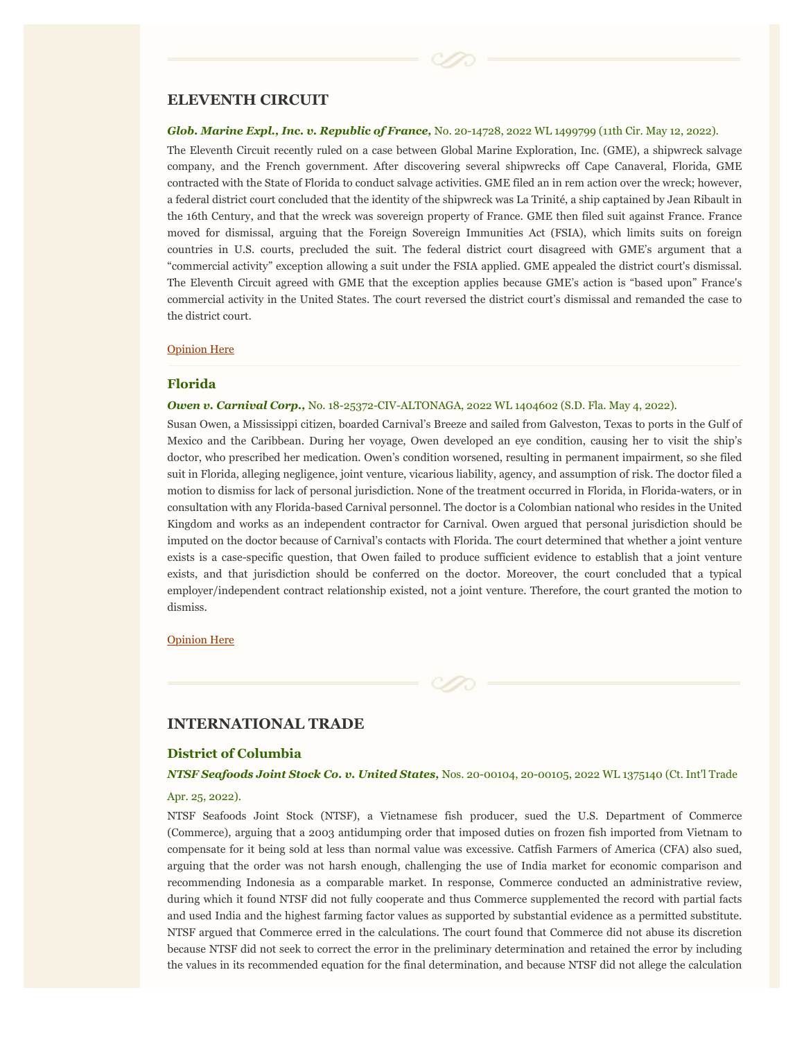## ELEVENTH CIRCUIT

***Glob. Marine Expl., Inc. v. Republic of France,*** No. 20-14728, 2022 WL 1499799 (11th Cir. May 12, 2022).

The Eleventh Circuit recently ruled on a case between Global Marine Exploration, Inc. (GME), a shipwreck salvage company, and the French government. After discovering several shipwrecks off Cape Canaveral, Florida, GME contracted with the State of Florida to conduct salvage activities. GME filed an in rem action over the wreck; however, a federal district court concluded that the identity of the shipwreck was La Trinité, a ship captained by Jean Ribault in the 16th Century, and that the wreck was sovereign property of France. GME then filed suit against France. France moved for dismissal, arguing that the Foreign Sovereign Immunities Act (FSIA), which limits suits on foreign countries in U.S. courts, precluded the suit. The federal district court disagreed with GME's argument that a "commercial activity" exception allowing a suit under the FSIA applied. GME appealed the district court's dismissal. The Eleventh Circuit agreed with GME that the exception applies because GME's action is "based upon" France's commercial activity in the United States. The court reversed the district court's dismissal and remanded the case to the district court.

Opinion Here

### Florida

***Owen v. Carnival Corp.,*** No. 18-25372-CIV-ALTONAGA, 2022 WL 1404602 (S.D. Fla. May 4, 2022).

Susan Owen, a Mississippi citizen, boarded Carnival's Breeze and sailed from Galveston, Texas to ports in the Gulf of Mexico and the Caribbean. During her voyage, Owen developed an eye condition, causing her to visit the ship's doctor, who prescribed her medication. Owen's condition worsened, resulting in permanent impairment, so she filed suit in Florida, alleging negligence, joint venture, vicarious liability, agency, and assumption of risk. The doctor filed a motion to dismiss for lack of personal jurisdiction. None of the treatment occurred in Florida, in Florida-waters, or in consultation with any Florida-based Carnival personnel. The doctor is a Colombian national who resides in the United Kingdom and works as an independent contractor for Carnival. Owen argued that personal jurisdiction should be imputed on the doctor because of Carnival's contacts with Florida. The court determined that whether a joint venture exists is a case-specific question, that Owen failed to produce sufficient evidence to establish that a joint venture exists, and that jurisdiction should be conferred on the doctor. Moreover, the court concluded that a typical employer/independent contract relationship existed, not a joint venture. Therefore, the court granted the motion to dismiss.

Opinion Here

## INTERNATIONAL TRADE

### District of Columbia

***NTSF Seafoods Joint Stock Co. v. United States,*** Nos. 20-00104, 20-00105, 2022 WL 1375140 (Ct. Int'l Trade Apr. 25, 2022).

NTSF Seafoods Joint Stock (NTSF), a Vietnamese fish producer, sued the U.S. Department of Commerce (Commerce), arguing that a 2003 antidumping order that imposed duties on frozen fish imported from Vietnam to compensate for it being sold at less than normal value was excessive. Catfish Farmers of America (CFA) also sued, arguing that the order was not harsh enough, challenging the use of India market for economic comparison and recommending Indonesia as a comparable market. In response, Commerce conducted an administrative review, during which it found NTSF did not fully cooperate and thus Commerce supplemented the record with partial facts and used India and the highest farming factor values as supported by substantial evidence as a permitted substitute. NTSF argued that Commerce erred in the calculations. The court found that Commerce did not abuse its discretion because NTSF did not seek to correct the error in the preliminary determination and retained the error by including the values in its recommended equation for the final determination, and because NTSF did not allege the calculation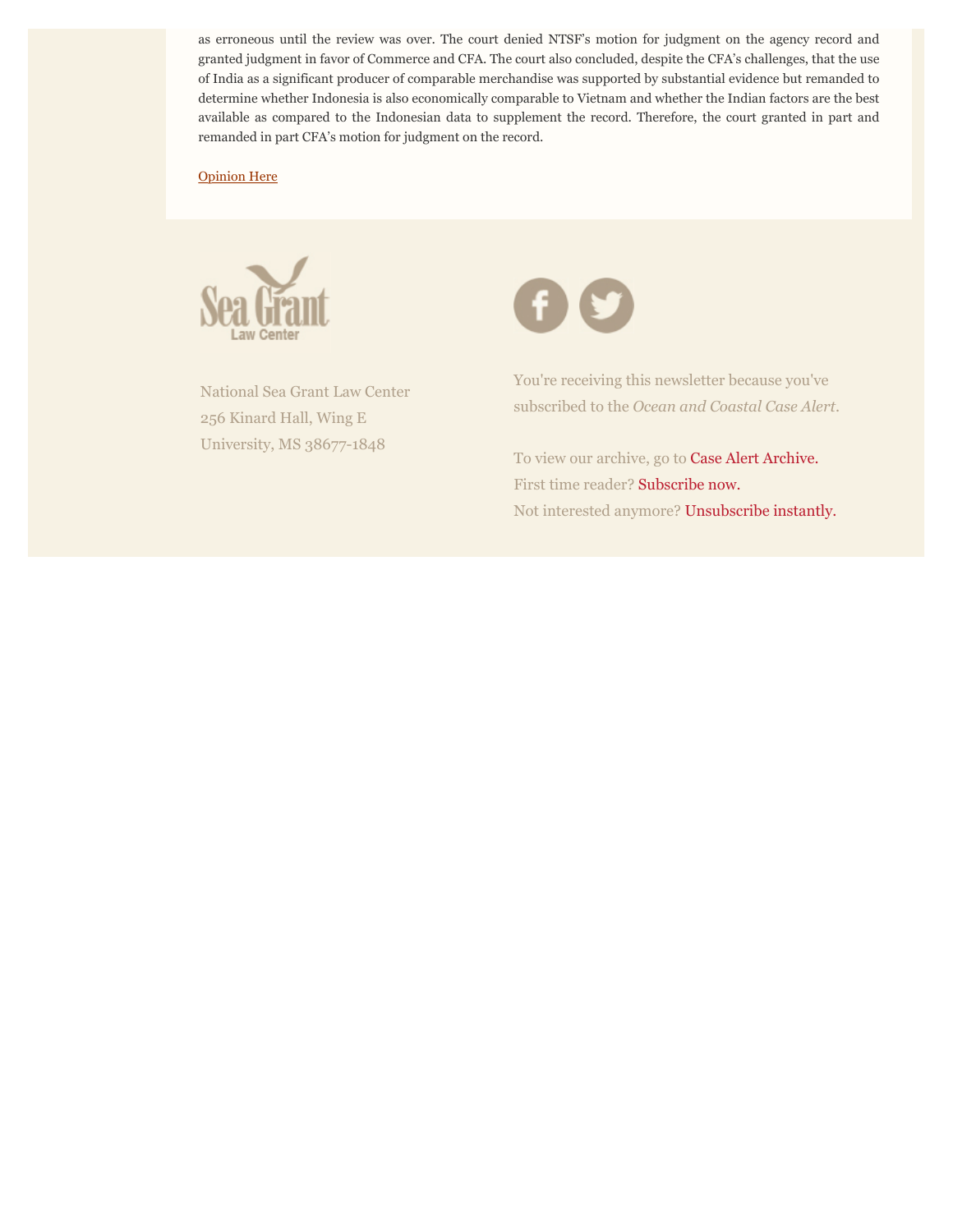as erroneous until the review was over. The court denied NTSF's motion for judgment on the agency record and granted judgment in favor of Commerce and CFA. The court also concluded, despite the CFA's challenges, that the use of India as a significant producer of comparable merchandise was supported by substantial evidence but remanded to determine whether Indonesia is also economically comparable to Vietnam and whether the Indian factors are the best available as compared to the Indonesian data to supplement the record. Therefore, the court granted in part and remanded in part CFA's motion for judgment on the record.

Opinion Here

Sea Grant Law Center

National Sea Grant Law Center
256 Kinard Hall, Wing E
University, MS 38677-1848

You're receiving this newsletter because you've subscribed to the *Ocean and Coastal Case Alert*.

To view our archive, go to Case Alert Archive.
First time reader? Subscribe now.
Not interested anymore? Unsubscribe instantly.